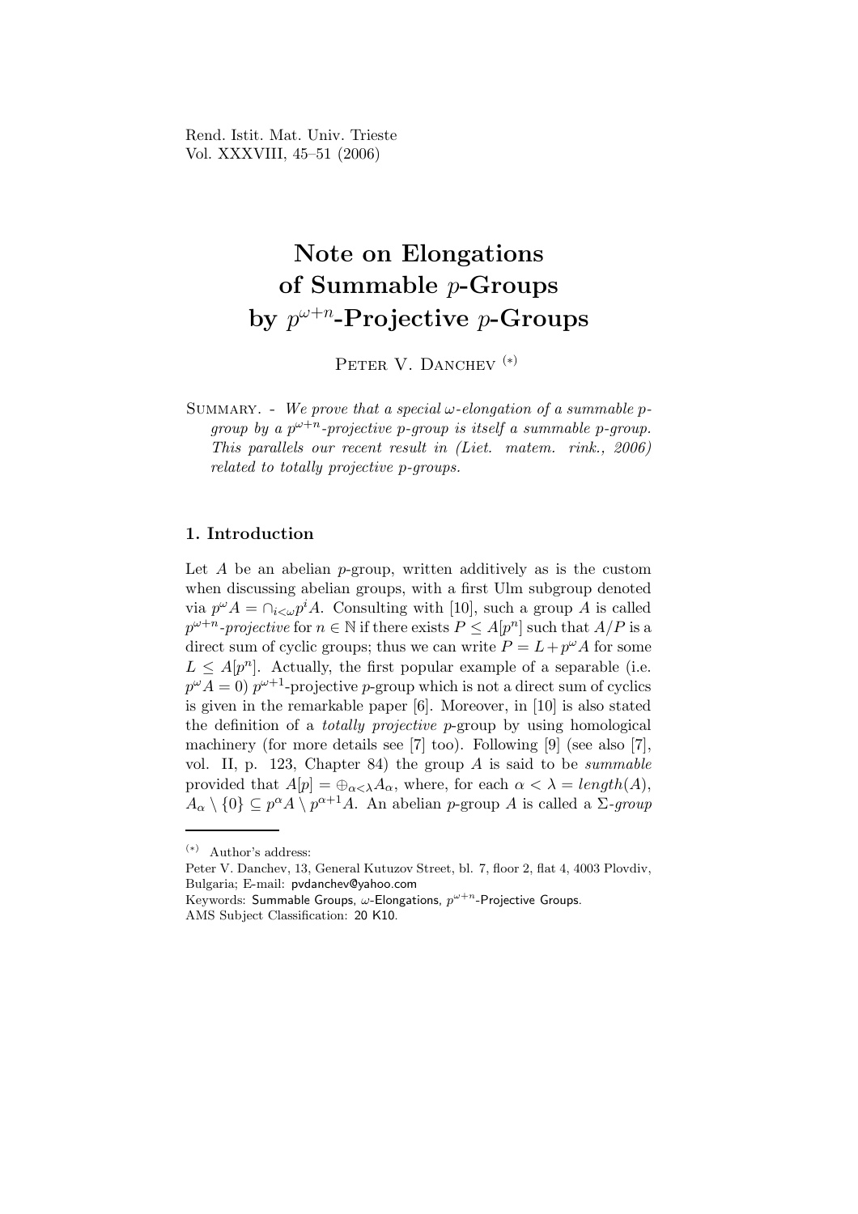# Note on Elongations of Summable $p$-Groups by $p^{\omega+n}$-Projective $p$-Groups

Peter V. Danchev [(*)]

Summary. - *We prove that a special $\omega$-elongation of a summable $p$-group by a $p^{\omega+n}$-projective $p$-group is itself a summable $p$-group. This parallels our recent result in (Liet. matem. rink., 2006) related to totally projective $p$-groups.*

## 1. Introduction

Let $A$ be an abelian $p$-group, written additively as is the custom when discussing abelian groups, with a first Ulm subgroup denoted via $p^\omega A = \cap_{i<\omega} p^i A$. Consulting with [10], such a group $A$ is called $p^{\omega+n}$*-projective* for $n \in \mathbb{N}$ if there exists $P \leq A[p^n]$ such that $A/P$ is a direct sum of cyclic groups; thus we can write $P = L + p^\omega A$ for some $L \leq A[p^n]$. Actually, the first popular example of a separable (i.e. $p^\omega A = 0$) $p^{\omega+1}$-projective $p$-group which is not a direct sum of cyclics is given in the remarkable paper [6]. Moreover, in [10] is also stated the definition of a *totally projective* $p$-group by using homological machinery (for more details see [7] too). Following [9] (see also [7], vol. II, p. 123, Chapter 84) the group $A$ is said to be *summable* provided that $A[p] = \oplus_{\alpha<\lambda} A_\alpha$, where, for each $\alpha < \lambda = length(A)$, $A_\alpha \setminus \{0\} \subseteq p^\alpha A \setminus p^{\alpha+1} A$. An abelian $p$-group $A$ is called a $\Sigma$-*group*

---

(*) Author's address:
Peter V. Danchev, 13, General Kutuzov Street, bl. 7, floor 2, flat 4, 4003 Plovdiv, Bulgaria; E-mail: pvdanchev@yahoo.com

Keywords: Summable Groups, $\omega$-Elongations, $p^{\omega+n}$-Projective Groups.

AMS Subject Classification: 20 K10.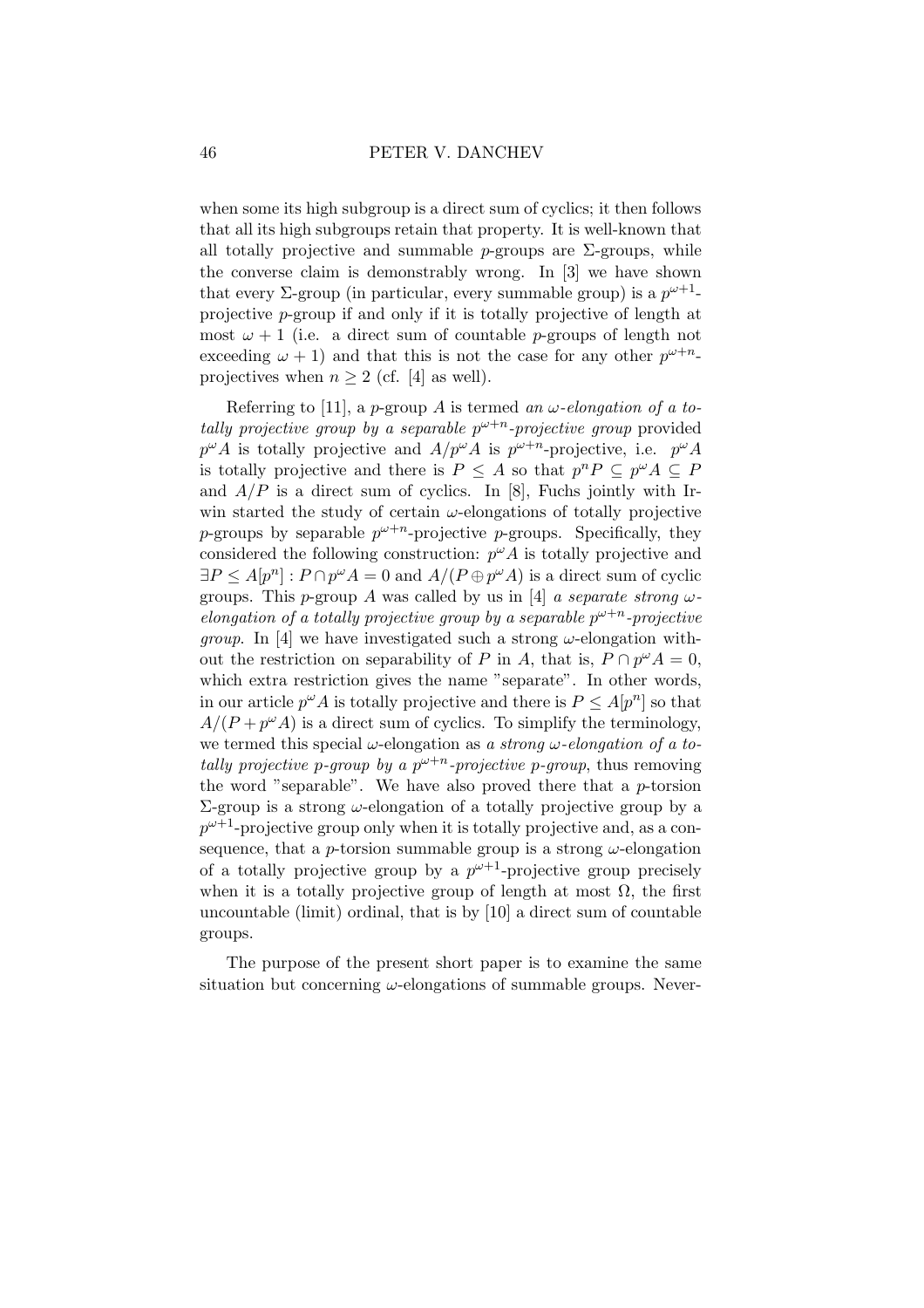when some its high subgroup is a direct sum of cyclics; it then follows that all its high subgroups retain that property. It is well-known that all totally projective and summable $p$-groups are $\Sigma$-groups, while the converse claim is demonstrably wrong. In [3] we have shown that every $\Sigma$-group (in particular, every summable group) is a $p^{\omega+1}$-projective $p$-group if and only if it is totally projective of length at most $\omega + 1$ (i.e. a direct sum of countable $p$-groups of length not exceeding $\omega + 1$) and that this is not the case for any other $p^{\omega+n}$-projectives when $n \geq 2$ (cf. [4] as well).

Referring to [11], a $p$-group $A$ is termed *an $\omega$-elongation of a totally projective group by a separable $p^{\omega+n}$-projective group* provided $p^\omega A$ is totally projective and $A/p^\omega A$ is $p^{\omega+n}$-projective, i.e. $p^\omega A$ is totally projective and there is $P \leq A$ so that $p^n P \subseteq p^\omega A \subseteq P$ and $A/P$ is a direct sum of cyclics. In [8], Fuchs jointly with Irwin started the study of certain $\omega$-elongations of totally projective $p$-groups by separable $p^{\omega+n}$-projective $p$-groups. Specifically, they considered the following construction: $p^\omega A$ is totally projective and $\exists P \leq A[p^n] : P \cap p^\omega A = 0$ and $A/(P \oplus p^\omega A)$ is a direct sum of cyclic groups. This $p$-group $A$ was called by us in [4] *a separate strong $\omega$-elongation of a totally projective group by a separable $p^{\omega+n}$-projective group*. In [4] we have investigated such a strong $\omega$-elongation without the restriction on separability of $P$ in $A$, that is, $P \cap p^\omega A = 0$, which extra restriction gives the name "separate". In other words, in our article $p^\omega A$ is totally projective and there is $P \leq A[p^n]$ so that $A/(P + p^\omega A)$ is a direct sum of cyclics. To simplify the terminology, we termed this special $\omega$-elongation as *a strong $\omega$-elongation of a totally projective $p$-group by a $p^{\omega+n}$-projective $p$-group*, thus removing the word "separable". We have also proved there that a $p$-torsion $\Sigma$-group is a strong $\omega$-elongation of a totally projective group by a $p^{\omega+1}$-projective group only when it is totally projective and, as a consequence, that a $p$-torsion summable group is a strong $\omega$-elongation of a totally projective group by a $p^{\omega+1}$-projective group precisely when it is a totally projective group of length at most $\Omega$, the first uncountable (limit) ordinal, that is by [10] a direct sum of countable groups.

The purpose of the present short paper is to examine the same situation but concerning $\omega$-elongations of summable groups. Never-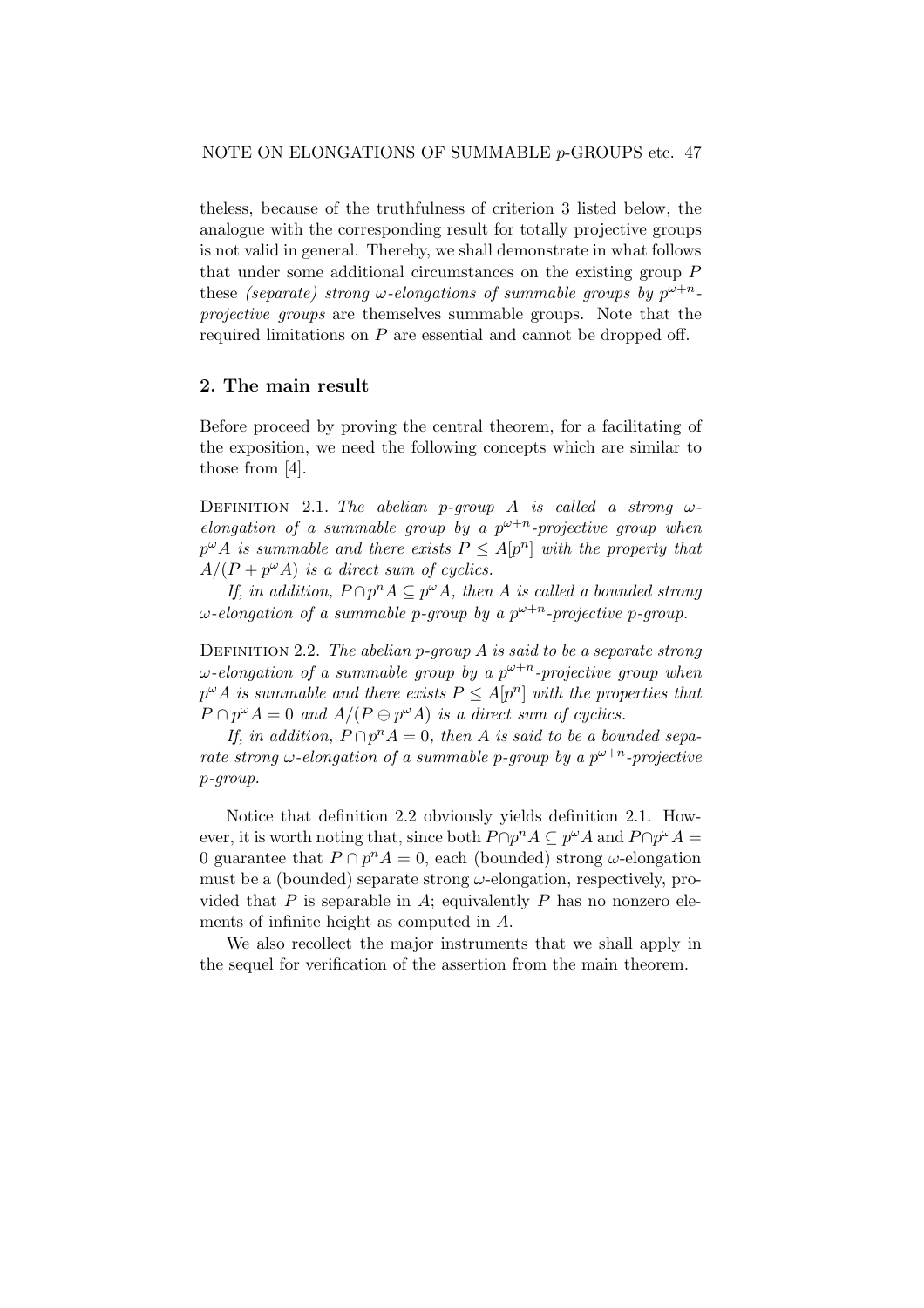theless, because of the truthfulness of criterion 3 listed below, the analogue with the corresponding result for totally projective groups is not valid in general. Thereby, we shall demonstrate in what follows that under some additional circumstances on the existing group $P$ these *(separate) strong $\omega$-elongations of summable groups by $p^{\omega+n}$-projective groups* are themselves summable groups. Note that the required limitations on $P$ are essential and cannot be dropped off.

## 2. The main result

Before proceed by proving the central theorem, for a facilitating of the exposition, we need the following concepts which are similar to those from [4].

DEFINITION 2.1. *The abelian $p$-group $A$ is called a strong $\omega$-elongation of a summable group by a $p^{\omega+n}$-projective group when $p^{\omega}A$ is summable and there exists $P \leq A[p^n]$ with the property that $A/(P + p^{\omega}A)$ is a direct sum of cyclics.*

*If, in addition, $P \cap p^n A \subseteq p^{\omega}A$, then $A$ is called a bounded strong $\omega$-elongation of a summable $p$-group by a $p^{\omega+n}$-projective $p$-group.*

DEFINITION 2.2. *The abelian $p$-group $A$ is said to be a separate strong $\omega$-elongation of a summable group by a $p^{\omega+n}$-projective group when $p^{\omega}A$ is summable and there exists $P \leq A[p^n]$ with the properties that $P \cap p^{\omega}A = 0$ and $A/(P \oplus p^{\omega}A)$ is a direct sum of cyclics.*

*If, in addition, $P \cap p^n A = 0$, then $A$ is said to be a bounded separate strong $\omega$-elongation of a summable $p$-group by a $p^{\omega+n}$-projective $p$-group.*

Notice that definition 2.2 obviously yields definition 2.1. However, it is worth noting that, since both $P \cap p^n A \subseteq p^{\omega}A$ and $P \cap p^{\omega}A = 0$ guarantee that $P \cap p^n A = 0$, each (bounded) strong $\omega$-elongation must be a (bounded) separate strong $\omega$-elongation, respectively, provided that $P$ is separable in $A$; equivalently $P$ has no nonzero elements of infinite height as computed in $A$.

We also recollect the major instruments that we shall apply in the sequel for verification of the assertion from the main theorem.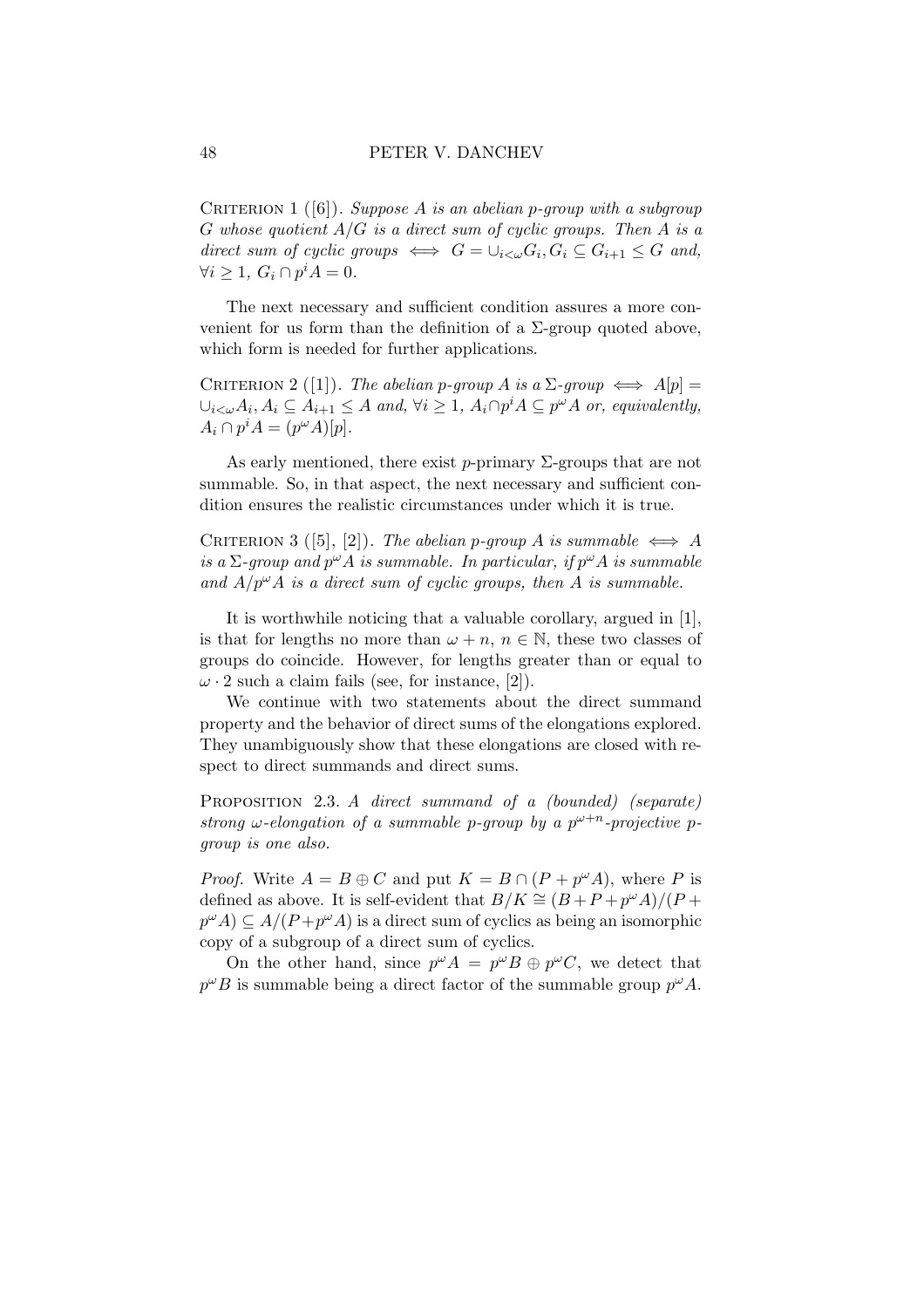Criterion 1 ([6]). *Suppose $A$ is an abelian $p$-group with a subgroup $G$ whose quotient $A/G$ is a direct sum of cyclic groups. Then $A$ is a direct sum of cyclic groups $\iff G = \cup_{i<\omega} G_i, G_i \subseteq G_{i+1} \leq G$ and, $\forall i \geq 1$, $G_i \cap p^i A = 0$.*

The next necessary and sufficient condition assures a more convenient for us form than the definition of a $\Sigma$-group quoted above, which form is needed for further applications.

Criterion 2 ([1]). *The abelian $p$-group $A$ is a $\Sigma$-group $\iff A[p] = \cup_{i<\omega} A_i, A_i \subseteq A_{i+1} \leq A$ and, $\forall i \geq 1$, $A_i \cap p^i A \subseteq p^\omega A$ or, equivalently, $A_i \cap p^i A = (p^\omega A)[p]$.*

As early mentioned, there exist $p$-primary $\Sigma$-groups that are not summable. So, in that aspect, the next necessary and sufficient condition ensures the realistic circumstances under which it is true.

Criterion 3 ([5], [2]). *The abelian $p$-group $A$ is summable $\iff A$ is a $\Sigma$-group and $p^\omega A$ is summable. In particular, if $p^\omega A$ is summable and $A/p^\omega A$ is a direct sum of cyclic groups, then $A$ is summable.*

It is worthwhile noticing that a valuable corollary, argued in [1], is that for lengths no more than $\omega + n$, $n \in \mathbb{N}$, these two classes of groups do coincide. However, for lengths greater than or equal to $\omega \cdot 2$ such a claim fails (see, for instance, [2]).

We continue with two statements about the direct summand property and the behavior of direct sums of the elongations explored. They unambiguously show that these elongations are closed with respect to direct summands and direct sums.

Proposition 2.3. *A direct summand of a (bounded) (separate) strong $\omega$-elongation of a summable $p$-group by a $p^{\omega+n}$-projective $p$-group is one also.*

*Proof.* Write $A = B \oplus C$ and put $K = B \cap (P + p^\omega A)$, where $P$ is defined as above. It is self-evident that $B/K \cong (B + P + p^\omega A)/(P + p^\omega A) \subseteq A/(P + p^\omega A)$ is a direct sum of cyclics as being an isomorphic copy of a subgroup of a direct sum of cyclics.

On the other hand, since $p^\omega A = p^\omega B \oplus p^\omega C$, we detect that $p^\omega B$ is summable being a direct factor of the summable group $p^\omega A$.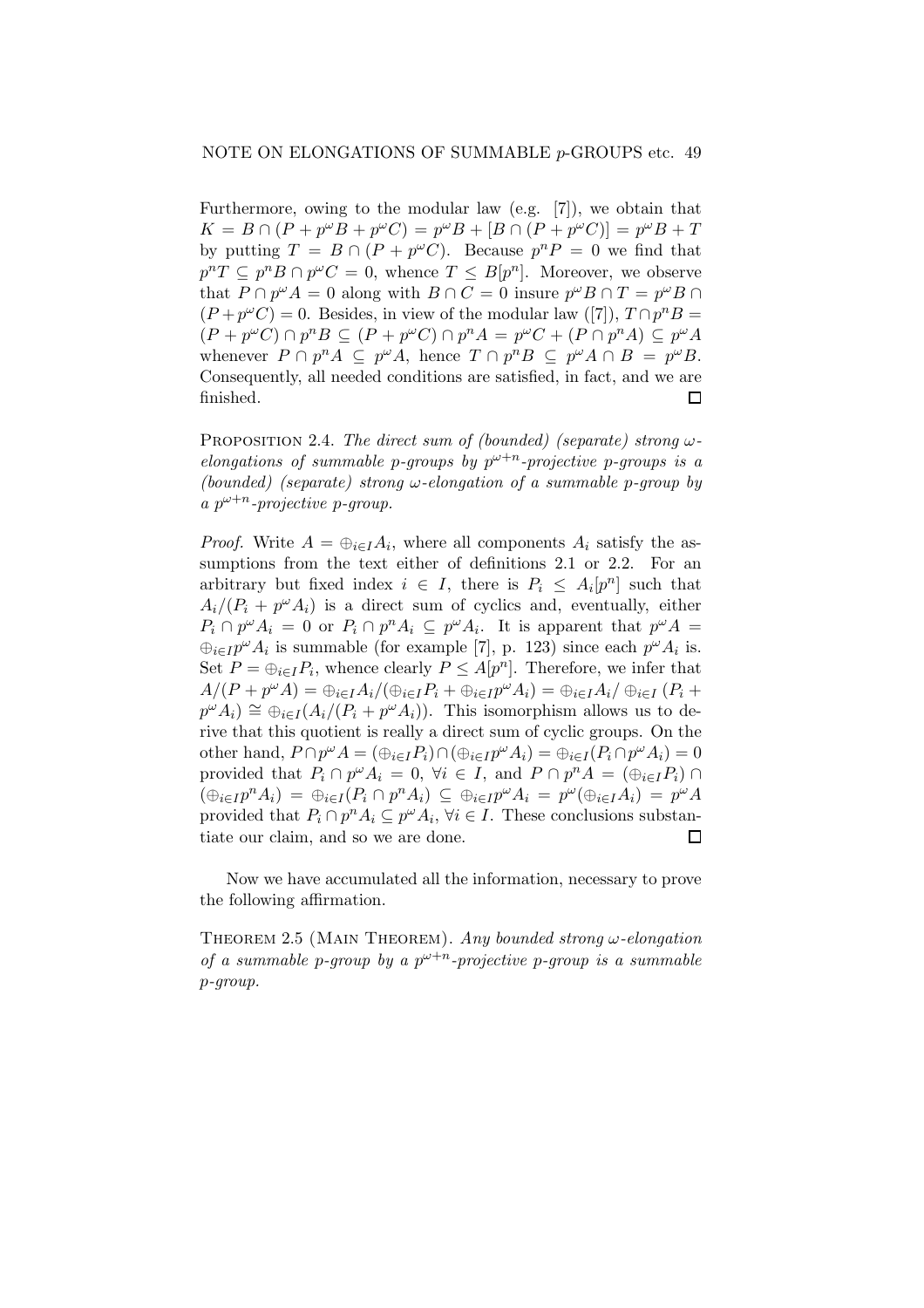Furthermore, owing to the modular law (e.g. [7]), we obtain that $K = B \cap (P + p^\omega B + p^\omega C) = p^\omega B + [B \cap (P + p^\omega C)] = p^\omega B + T$ by putting $T = B \cap (P + p^\omega C)$. Because $p^n P = 0$ we find that $p^n T \subseteq p^n B \cap p^\omega C = 0$, whence $T \leq B[p^n]$. Moreover, we observe that $P \cap p^\omega A = 0$ along with $B \cap C = 0$ insure $p^\omega B \cap T = p^\omega B \cap (P + p^\omega C) = 0$. Besides, in view of the modular law ([7]), $T \cap p^n B = (P + p^\omega C) \cap p^n B \subseteq (P + p^\omega C) \cap p^n A = p^\omega C + (P \cap p^n A) \subseteq p^\omega A$ whenever $P \cap p^n A \subseteq p^\omega A$, hence $T \cap p^n B \subseteq p^\omega A \cap B = p^\omega B$. Consequently, all needed conditions are satisfied, in fact, and we are finished. □

Proposition 2.4. *The direct sum of (bounded) (separate) strong $\omega$-elongations of summable p-groups by $p^{\omega+n}$-projective p-groups is a (bounded) (separate) strong $\omega$-elongation of a summable p-group by a $p^{\omega+n}$-projective p-group.*

*Proof.* Write $A = \oplus_{i\in I} A_i$, where all components $A_i$ satisfy the assumptions from the text either of definitions 2.1 or 2.2. For an arbitrary but fixed index $i \in I$, there is $P_i \leq A_i[p^n]$ such that $A_i/(P_i + p^\omega A_i)$ is a direct sum of cyclics and, eventually, either $P_i \cap p^\omega A_i = 0$ or $P_i \cap p^n A_i \subseteq p^\omega A_i$. It is apparent that $p^\omega A = \oplus_{i\in I} p^\omega A_i$ is summable (for example [7], p. 123) since each $p^\omega A_i$ is. Set $P = \oplus_{i\in I} P_i$, whence clearly $P \leq A[p^n]$. Therefore, we infer that $A/(P + p^\omega A) = \oplus_{i\in I} A_i/(\oplus_{i\in I} P_i + \oplus_{i\in I} p^\omega A_i) = \oplus_{i\in I} A_i/\oplus_{i\in I} (P_i + p^\omega A_i) \cong \oplus_{i\in I}(A_i/(P_i + p^\omega A_i))$. This isomorphism allows us to derive that this quotient is really a direct sum of cyclic groups. On the other hand, $P \cap p^\omega A = (\oplus_{i\in I} P_i) \cap (\oplus_{i\in I} p^\omega A_i) = \oplus_{i\in I}(P_i \cap p^\omega A_i) = 0$ provided that $P_i \cap p^\omega A_i = 0$, $\forall i \in I$, and $P \cap p^n A = (\oplus_{i\in I} P_i) \cap (\oplus_{i\in I} p^n A_i) = \oplus_{i\in I}(P_i \cap p^n A_i) \subseteq \oplus_{i\in I} p^\omega A_i = p^\omega(\oplus_{i\in I} A_i) = p^\omega A$ provided that $P_i \cap p^n A_i \subseteq p^\omega A_i$, $\forall i \in I$. These conclusions substantiate our claim, and so we are done. □

Now we have accumulated all the information, necessary to prove the following affirmation.

Theorem 2.5 (Main Theorem). *Any bounded strong $\omega$-elongation of a summable p-group by a $p^{\omega+n}$-projective p-group is a summable p-group.*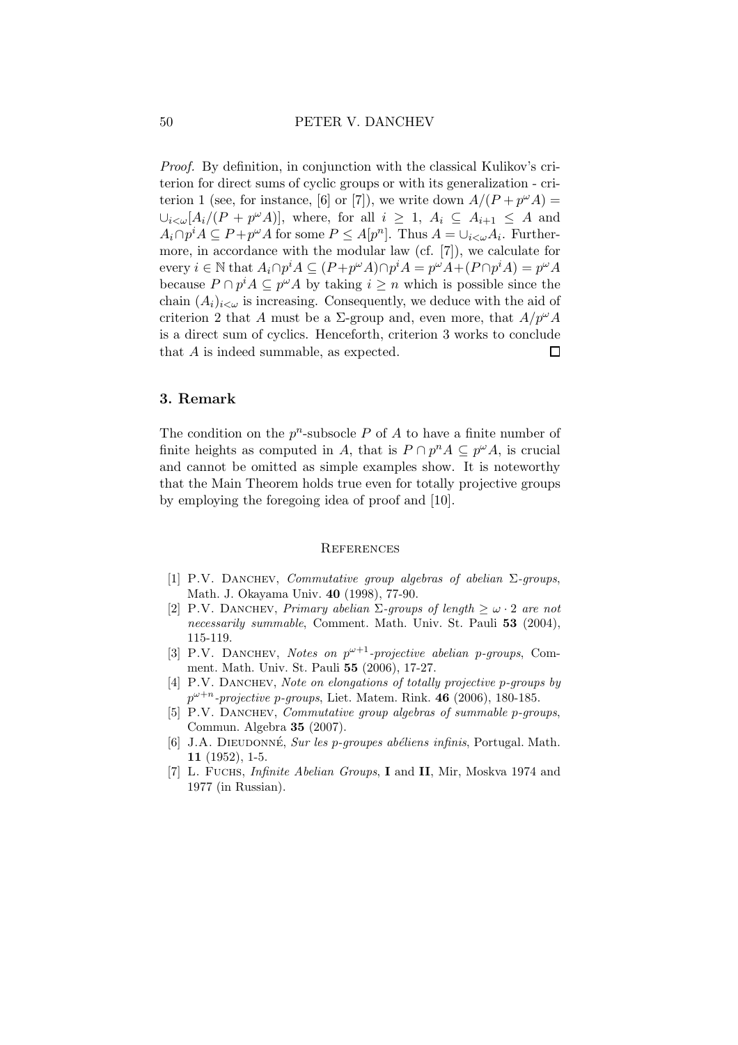*Proof.* By definition, in conjunction with the classical Kulikov's criterion for direct sums of cyclic groups or with its generalization - criterion 1 (see, for instance, [6] or [7]), we write down $A/(P + p^\omega A) = \cup_{i<\omega}[A_i/(P + p^\omega A)]$, where, for all $i \geq 1$, $A_i \subseteq A_{i+1} \leq A$ and $A_i \cap p^i A \subseteq P + p^\omega A$ for some $P \leq A[p^n]$. Thus $A = \cup_{i<\omega} A_i$. Furthermore, in accordance with the modular law (cf. [7]), we calculate for every $i \in \mathbb{N}$ that $A_i \cap p^i A \subseteq (P + p^\omega A) \cap p^i A = p^\omega A + (P \cap p^i A) = p^\omega A$ because $P \cap p^i A \subseteq p^\omega A$ by taking $i \geq n$ which is possible since the chain $(A_i)_{i<\omega}$ is increasing. Consequently, we deduce with the aid of criterion 2 that $A$ must be a $\Sigma$-group and, even more, that $A/p^\omega A$ is a direct sum of cyclics. Henceforth, criterion 3 works to conclude that $A$ is indeed summable, as expected. □

## 3. Remark

The condition on the $p^n$-subsocle $P$ of $A$ to have a finite number of finite heights as computed in $A$, that is $P \cap p^n A \subseteq p^\omega A$, is crucial and cannot be omitted as simple examples show. It is noteworthy that the Main Theorem holds true even for totally projective groups by employing the foregoing idea of proof and [10].

### References

[1] P.V. Danchev, *Commutative group algebras of abelian $\Sigma$-groups*, Math. J. Okayama Univ. **40** (1998), 77-90.

[2] P.V. Danchev, *Primary abelian $\Sigma$-groups of length $\geq \omega \cdot 2$ are not necessarily summable*, Comment. Math. Univ. St. Pauli **53** (2004), 115-119.

[3] P.V. Danchev, *Notes on $p^{\omega+1}$-projective abelian p-groups*, Comment. Math. Univ. St. Pauli **55** (2006), 17-27.

[4] P.V. Danchev, *Note on elongations of totally projective p-groups by $p^{\omega+n}$-projective p-groups*, Liet. Matem. Rink. **46** (2006), 180-185.

[5] P.V. Danchev, *Commutative group algebras of summable p-groups*, Commun. Algebra **35** (2007).

[6] J.A. Dieudonné, *Sur les p-groupes abéliens infinis*, Portugal. Math. **11** (1952), 1-5.

[7] L. Fuchs, *Infinite Abelian Groups*, **I** and **II**, Mir, Moskva 1974 and 1977 (in Russian).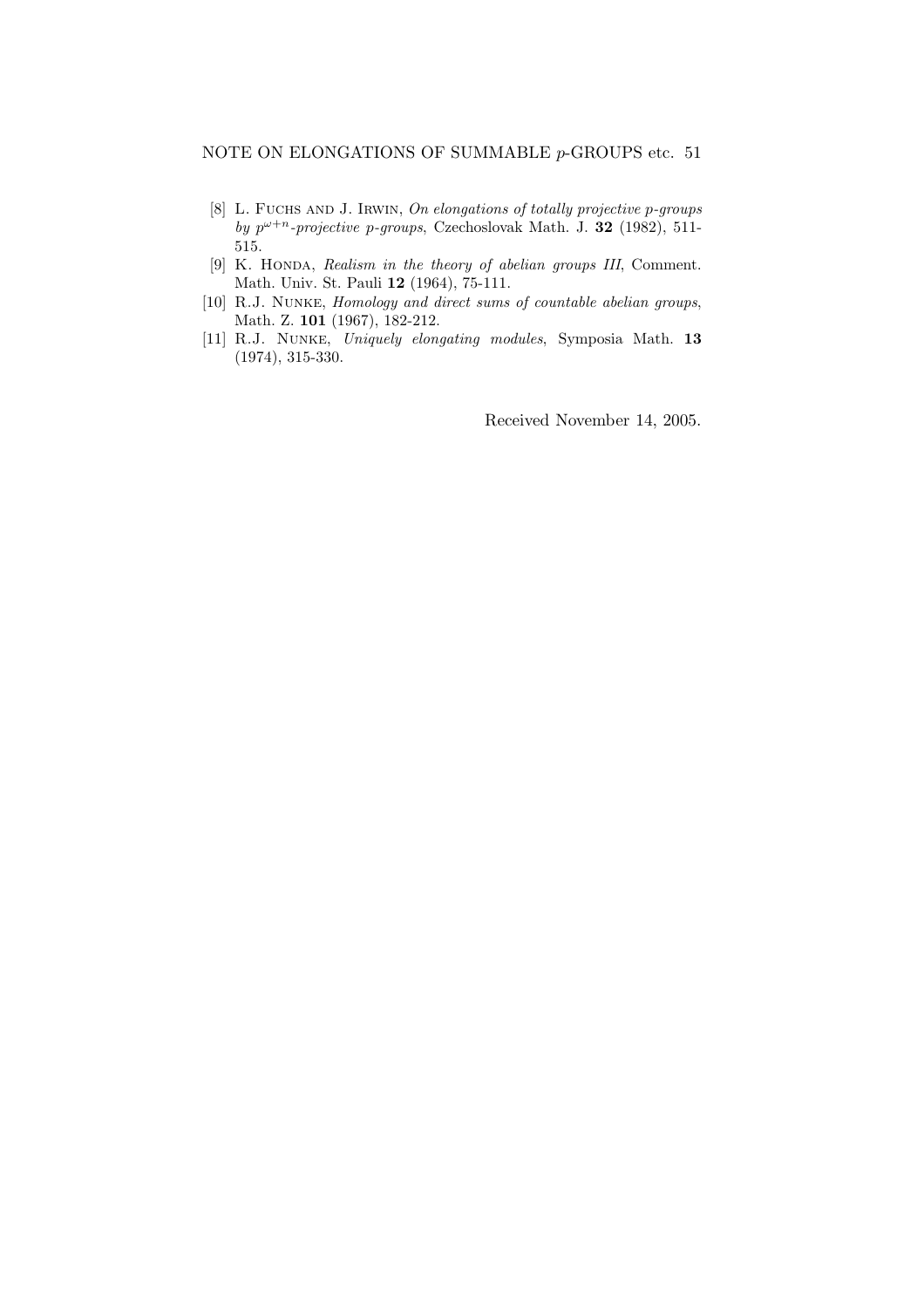[8] L. Fuchs and J. Irwin, *On elongations of totally projective p-groups by $p^{\omega+n}$-projective p-groups*, Czechoslovak Math. J. **32** (1982), 511-515.

[9] K. Honda, *Realism in the theory of abelian groups III*, Comment. Math. Univ. St. Pauli **12** (1964), 75-111.

[10] R.J. Nunke, *Homology and direct sums of countable abelian groups*, Math. Z. **101** (1967), 182-212.

[11] R.J. Nunke, *Uniquely elongating modules*, Symposia Math. **13** (1974), 315-330.

Received November 14, 2005.